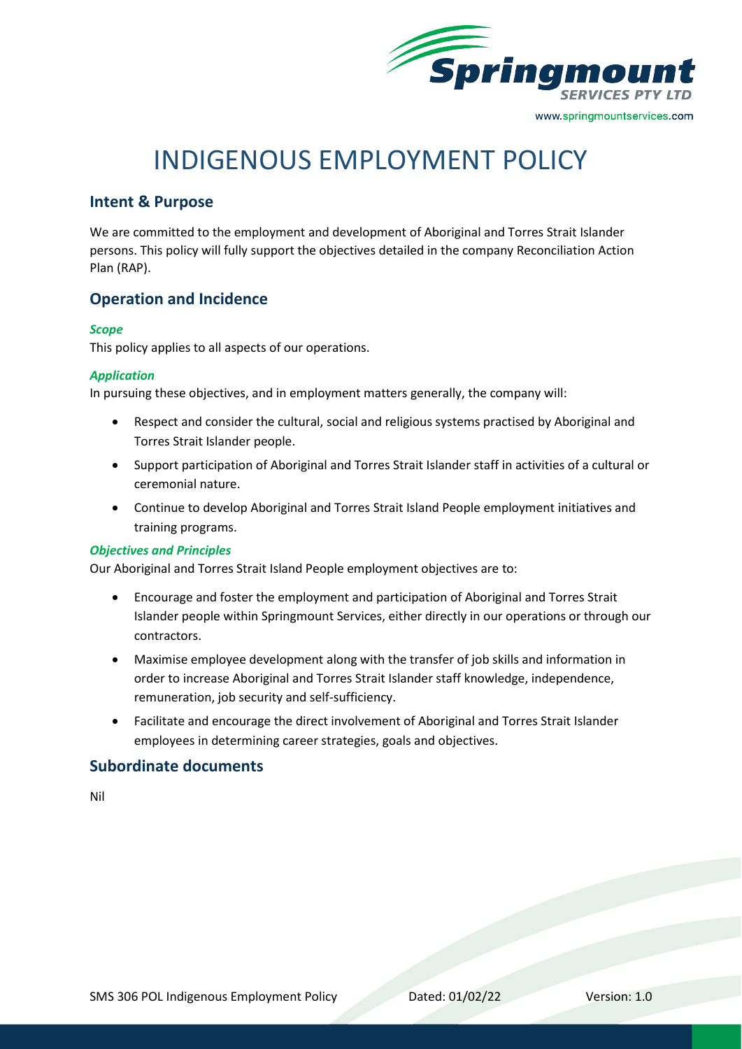# INDIGENOUS EMPLOYMENT POLICY

## Intent & Purpose

We are committed to the employment and development of Aboriginal and Torres Strait Islander persons. This policy will fully support the objectives detailed in the company Reconciliation Action Plan (RAP).

## Operation and Incidence

***Scope***

This policy applies to all aspects of our operations.

***Application***

In pursuing these objectives, and in employment matters generally, the company will:

- Respect and consider the cultural, social and religious systems practised by Aboriginal and Torres Strait Islander people.
- Support participation of Aboriginal and Torres Strait Islander staff in activities of a cultural or ceremonial nature.
- Continue to develop Aboriginal and Torres Strait Island People employment initiatives and training programs.

***Objectives and Principles***

Our Aboriginal and Torres Strait Island People employment objectives are to:

- Encourage and foster the employment and participation of Aboriginal and Torres Strait Islander people within Springmount Services, either directly in our operations or through our contractors.
- Maximise employee development along with the transfer of job skills and information in order to increase Aboriginal and Torres Strait Islander staff knowledge, independence, remuneration, job security and self-sufficiency.
- Facilitate and encourage the direct involvement of Aboriginal and Torres Strait Islander employees in determining career strategies, goals and objectives.

## Subordinate documents

Nil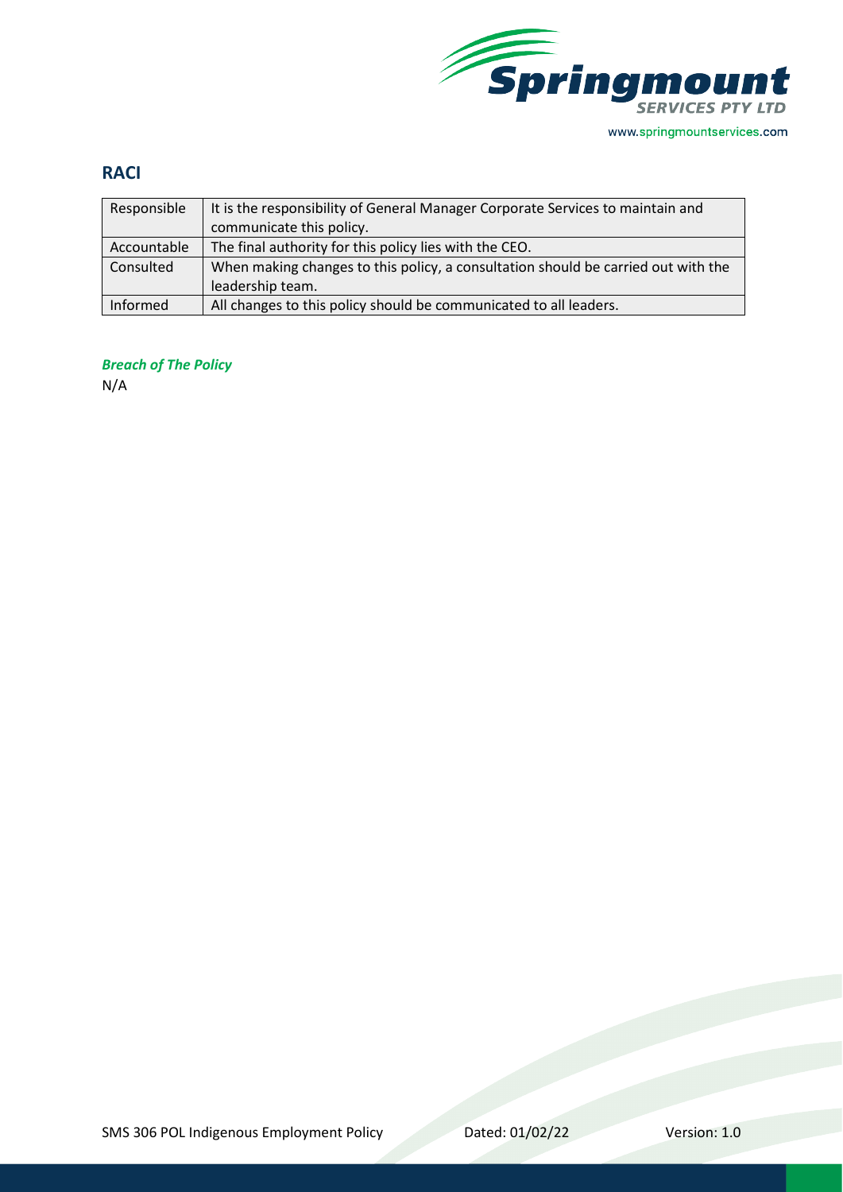## RACI

| | |
|---|---|
| Responsible | It is the responsibility of General Manager Corporate Services to maintain and communicate this policy. |
| Accountable | The final authority for this policy lies with the CEO. |
| Consulted | When making changes to this policy, a consultation should be carried out with the leadership team. |
| Informed | All changes to this policy should be communicated to all leaders. |

***Breach of The Policy***

N/A